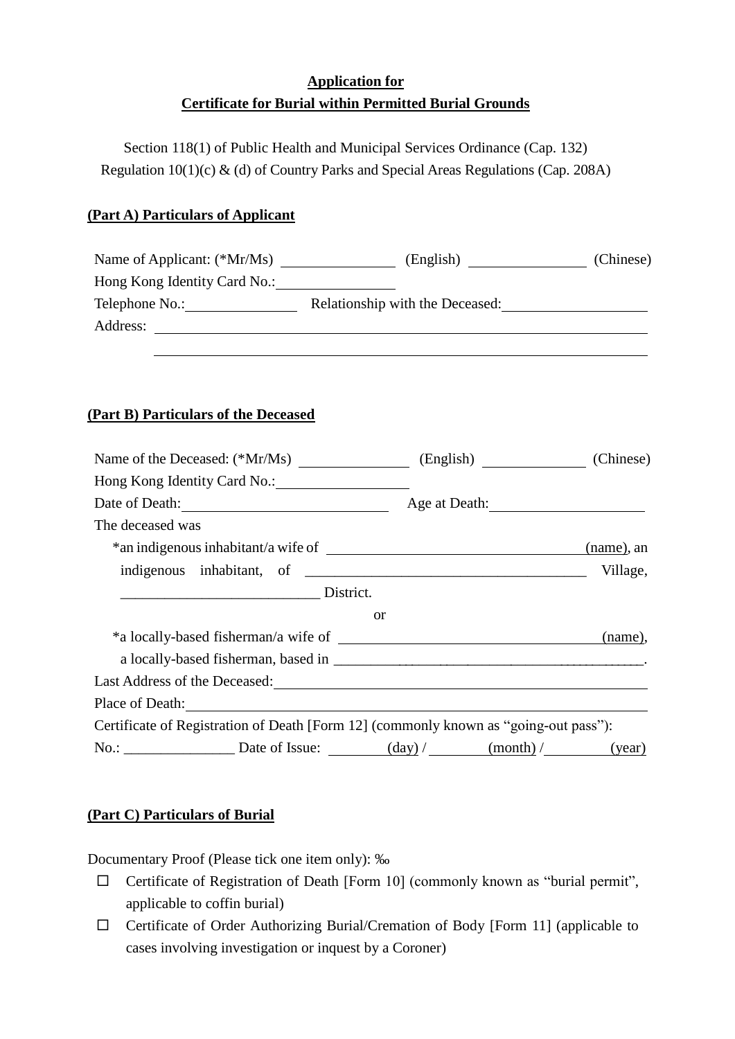**Application for**

**Certificate for Burial within Permitted Burial Grounds**

Section 118(1) of Public Health and Municipal Services Ordinance (Cap. 132)
Regulation 10(1)(c) & (d) of Country Parks and Special Areas Regulations (Cap. 208A)

## (Part A) Particulars of Applicant

Name of Applicant: (*Mr/Ms) ______________ (English) ______________ (Chinese)
Hong Kong Identity Card No.: ______________
Telephone No.: ______________ Relationship with the Deceased: ______________
Address: ____________________________________________
____________________________________________

## (Part B) Particulars of the Deceased

Name of the Deceased: (*Mr/Ms) ______________ (English) ______________ (Chinese)
Hong Kong Identity Card No.: ______________
Date of Death: ______________ Age at Death: ______________
The deceased was

*an indigenous inhabitant/a wife of ______________________________ (name), an indigenous inhabitant, of ______________________________ Village, ___________________________ District.

or

*a locally-based fisherman/a wife of ______________________________ (name), a locally-based fisherman, based in ______________________________.

Last Address of the Deceased: ______________________________
Place of Death: ______________________________
Certificate of Registration of Death [Form 12] (commonly known as "going-out pass"):
No.: _______________ Date of Issue: ________ (day) / ________ (month) / ________ (year)

## (Part C) Particulars of Burial

Documentary Proof (Please tick one item only): ‰

- ☐ Certificate of Registration of Death [Form 10] (commonly known as "burial permit", applicable to coffin burial)
- ☐ Certificate of Order Authorizing Burial/Cremation of Body [Form 11] (applicable to cases involving investigation or inquest by a Coroner)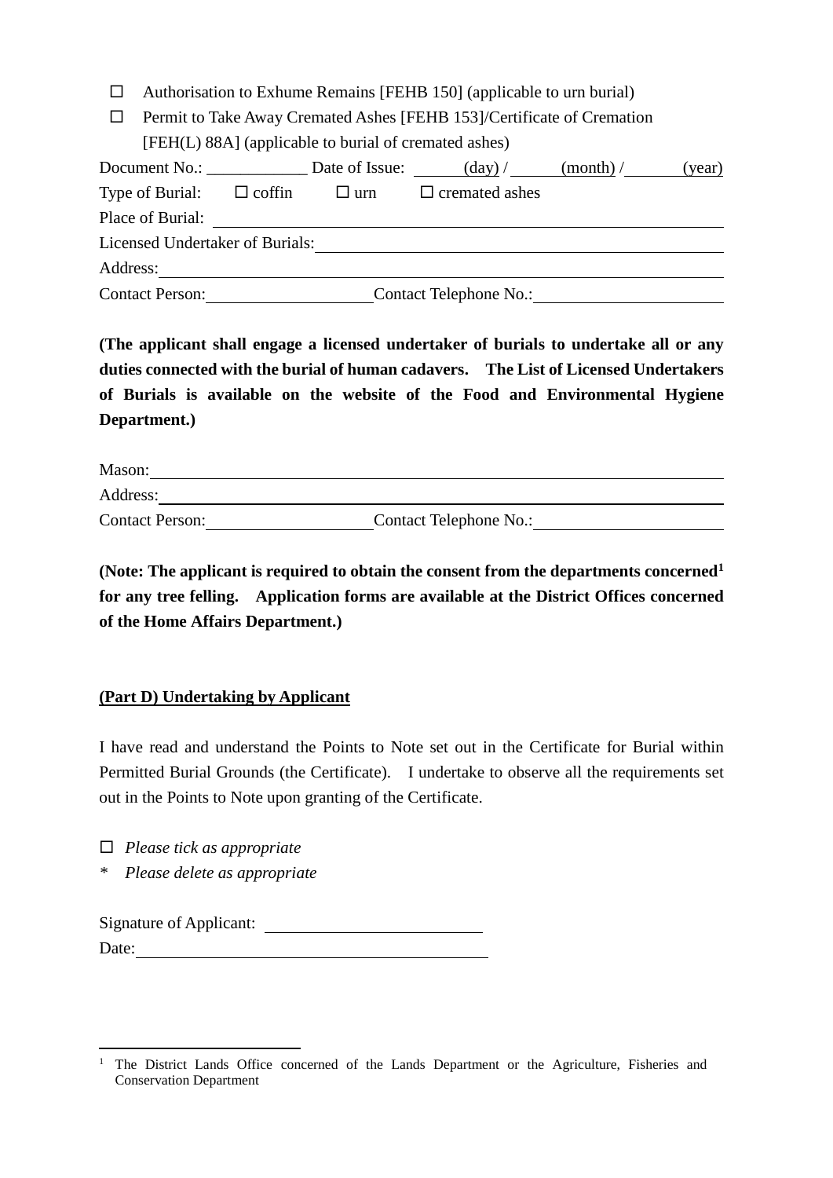- ☐ Authorisation to Exhume Remains [FEHB 150] (applicable to urn burial)
- ☐ Permit to Take Away Cremated Ashes [FEHB 153]/Certificate of Cremation [FEH(L) 88A] (applicable to burial of cremated ashes)

Document No.: ____________ Date of Issue: ______(day) / ______(month) / ______(year)

Type of Burial: ☐ coffin ☐ urn ☐ cremated ashes

Place of Burial: ____________________________________________

Licensed Undertaker of Burials: ____________________________________________

Address: ____________________________________________

Contact Person: ____________________ Contact Telephone No.: ____________________

**(The applicant shall engage a licensed undertaker of burials to undertake all or any duties connected with the burial of human cadavers. The List of Licensed Undertakers of Burials is available on the website of the Food and Environmental Hygiene Department.)**

Mason: ____________________________________________

Address: ____________________________________________

Contact Person: ____________________ Contact Telephone No.: ____________________

**(Note: The applicant is required to obtain the consent from the departments concerned[1] for any tree felling. Application forms are available at the District Offices concerned of the Home Affairs Department.)**

## (Part D) Undertaking by Applicant

I have read and understand the Points to Note set out in the Certificate for Burial within Permitted Burial Grounds (the Certificate). I undertake to observe all the requirements set out in the Points to Note upon granting of the Certificate.

☐ *Please tick as appropriate*

\* *Please delete as appropriate*

Signature of Applicant: ____________________

Date: ____________________

---

[1] The District Lands Office concerned of the Lands Department or the Agriculture, Fisheries and Conservation Department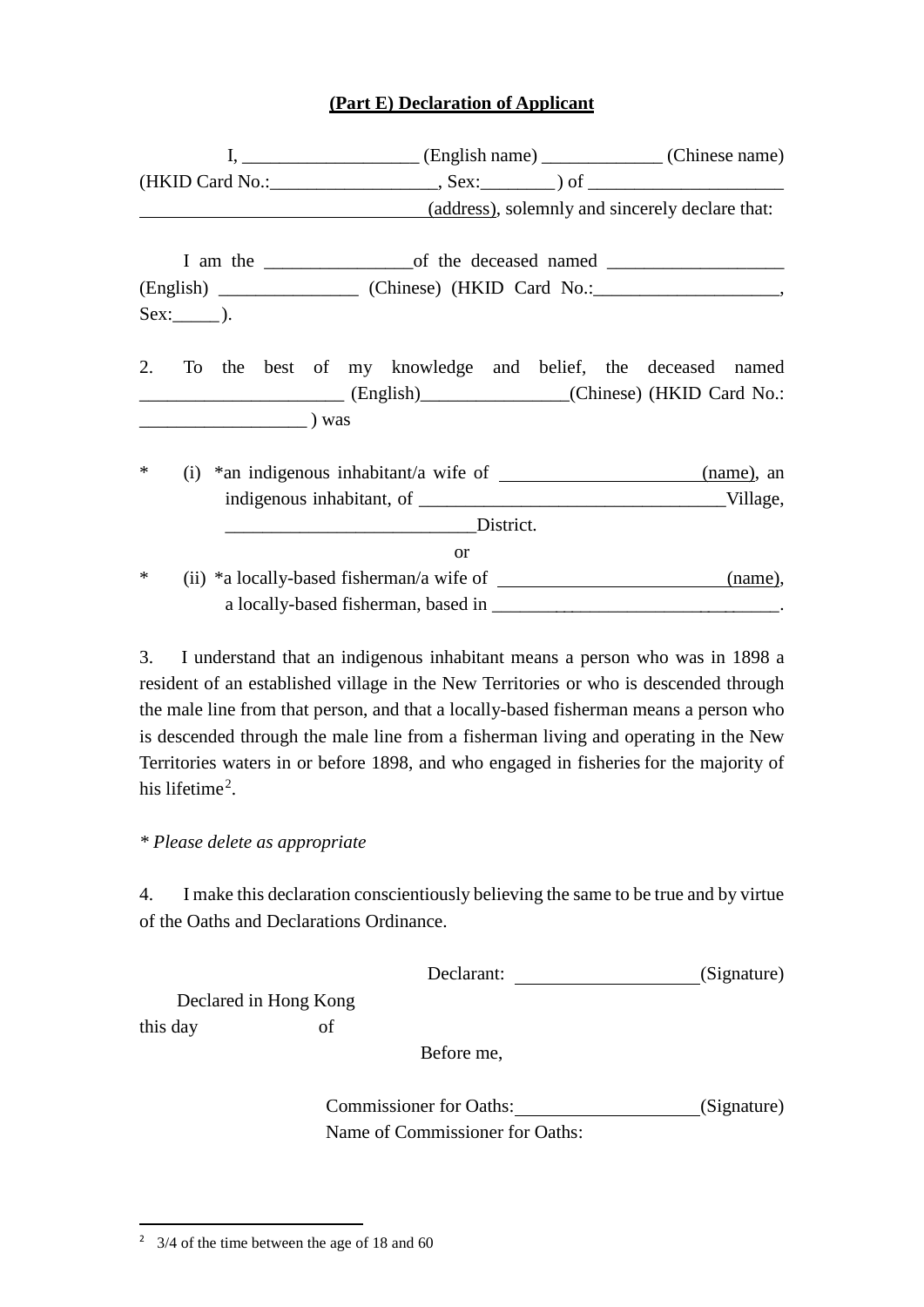**(Part E) Declaration of Applicant**

I, ___________________ (English name) _____________ (Chinese name) (HKID Card No.:__________________, Sex:________) of _____________________ _______________________________(address), solemnly and sincerely declare that:

I am the ________________of the deceased named ___________________ (English) _______________ (Chinese) (HKID Card No.:____________________, Sex:_____).

2. To the best of my knowledge and belief, the deceased named ______________________ (English)________________(Chinese) (HKID Card No.: __________________) was

\* (i) *an indigenous inhabitant/a wife of _____________________(name), an indigenous inhabitant, of _________________________________Village, ___________________________District.

or

\* (ii) *a locally-based fisherman/a wife of ________________________(name), a locally-based fisherman, based in _________________________________.

3. I understand that an indigenous inhabitant means a person who was in 1898 a resident of an established village in the New Territories or who is descended through the male line from that person, and that a locally-based fisherman means a person who is descended through the male line from a fisherman living and operating in the New Territories waters in or before 1898, and who engaged in fisheries for the majority of his lifetime[2].

*\* Please delete as appropriate*

4. I make this declaration conscientiously believing the same to be true and by virtue of the Oaths and Declarations Ordinance.

Declarant: ____________________(Signature)

Declared in Hong Kong
this day of

Before me,

Commissioner for Oaths:____________________(Signature)
Name of Commissioner for Oaths:

---

[2] 3/4 of the time between the age of 18 and 60